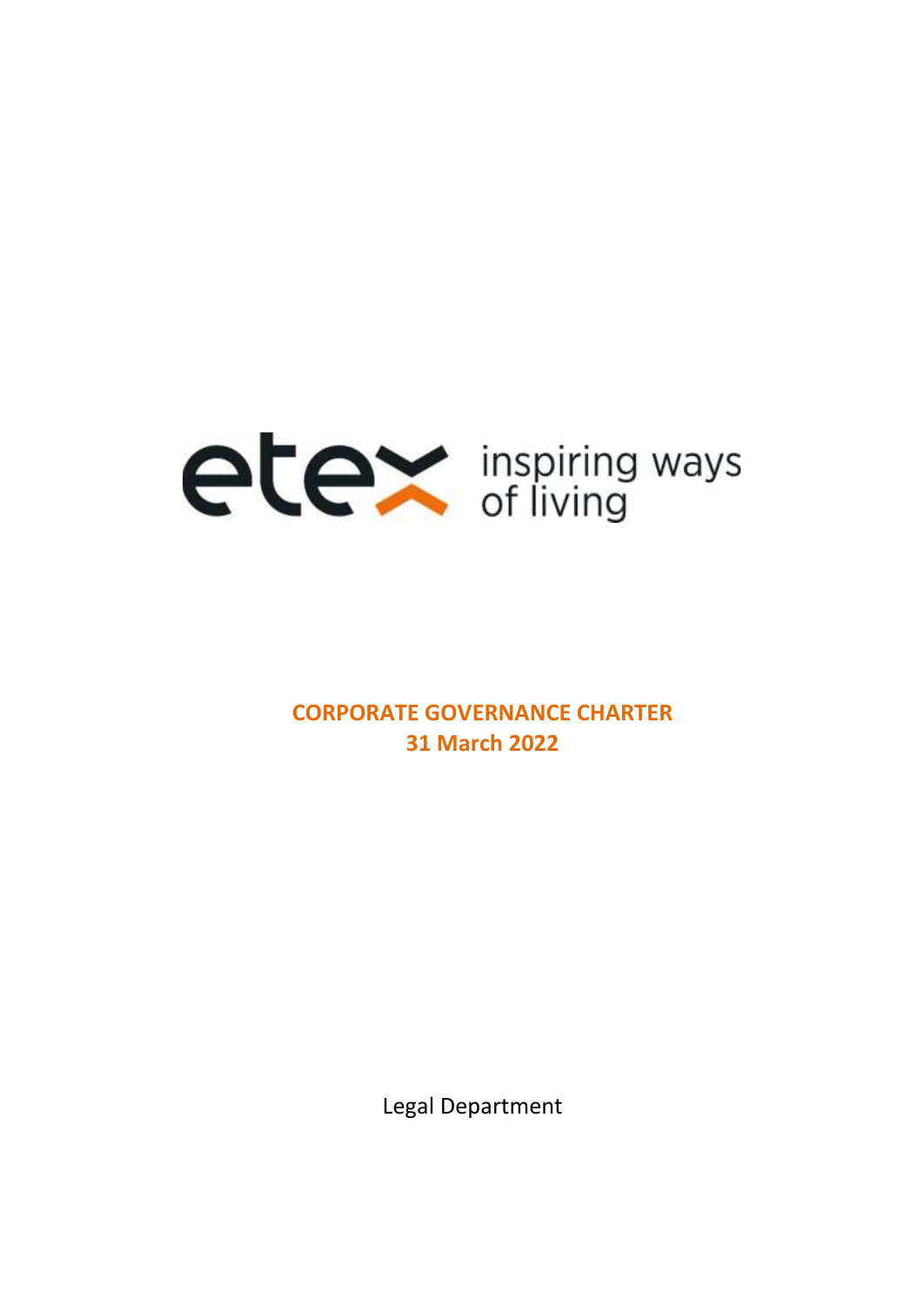etex inspiring ways of living

# CORPORATE GOVERNANCE CHARTER
## 31 March 2022

Legal Department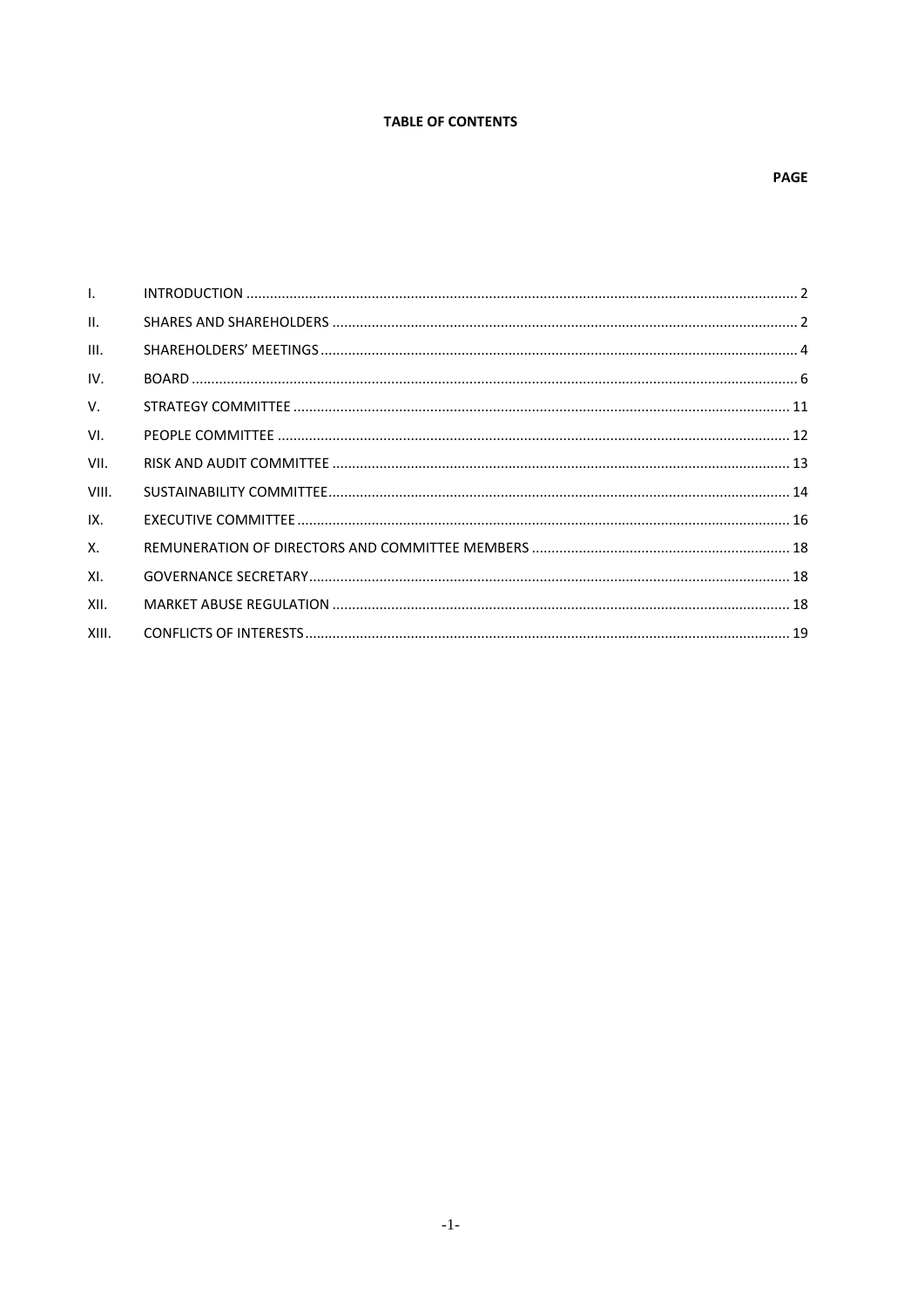**TABLE OF CONTENTS**

| | | PAGE |
|---|---|---|
| I. | INTRODUCTION | 2 |
| II. | SHARES AND SHAREHOLDERS | 2 |
| III. | SHAREHOLDERS' MEETINGS | 4 |
| IV. | BOARD | 6 |
| V. | STRATEGY COMMITTEE | 11 |
| VI. | PEOPLE COMMITTEE | 12 |
| VII. | RISK AND AUDIT COMMITTEE | 13 |
| VIII. | SUSTAINABILITY COMMITTEE | 14 |
| IX. | EXECUTIVE COMMITTEE | 16 |
| X. | REMUNERATION OF DIRECTORS AND COMMITTEE MEMBERS | 18 |
| XI. | GOVERNANCE SECRETARY | 18 |
| XII. | MARKET ABUSE REGULATION | 18 |
| XIII. | CONFLICTS OF INTERESTS | 19 |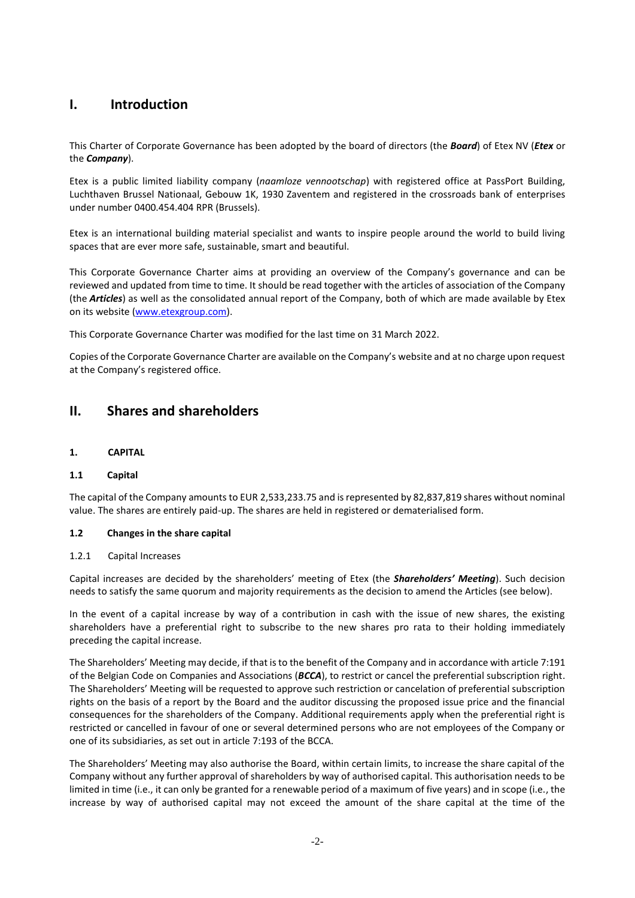# I. Introduction

This Charter of Corporate Governance has been adopted by the board of directors (the ***Board***) of Etex NV (***Etex*** or the ***Company***).

Etex is a public limited liability company (*naamloze vennootschap*) with registered office at PassPort Building, Luchthaven Brussel Nationaal, Gebouw 1K, 1930 Zaventem and registered in the crossroads bank of enterprises under number 0400.454.404 RPR (Brussels).

Etex is an international building material specialist and wants to inspire people around the world to build living spaces that are ever more safe, sustainable, smart and beautiful.

This Corporate Governance Charter aims at providing an overview of the Company's governance and can be reviewed and updated from time to time. It should be read together with the articles of association of the Company (the ***Articles***) as well as the consolidated annual report of the Company, both of which are made available by Etex on its website (www.etexgroup.com).

This Corporate Governance Charter was modified for the last time on 31 March 2022.

Copies of the Corporate Governance Charter are available on the Company's website and at no charge upon request at the Company's registered office.

# II. Shares and shareholders

## 1. CAPITAL

### 1.1 Capital

The capital of the Company amounts to EUR 2,533,233.75 and is represented by 82,837,819 shares without nominal value. The shares are entirely paid-up. The shares are held in registered or dematerialised form.

### 1.2 Changes in the share capital

#### 1.2.1 Capital Increases

Capital increases are decided by the shareholders' meeting of Etex (the ***Shareholders' Meeting***). Such decision needs to satisfy the same quorum and majority requirements as the decision to amend the Articles (see below).

In the event of a capital increase by way of a contribution in cash with the issue of new shares, the existing shareholders have a preferential right to subscribe to the new shares pro rata to their holding immediately preceding the capital increase.

The Shareholders' Meeting may decide, if that is to the benefit of the Company and in accordance with article 7:191 of the Belgian Code on Companies and Associations (***BCCA***), to restrict or cancel the preferential subscription right. The Shareholders' Meeting will be requested to approve such restriction or cancelation of preferential subscription rights on the basis of a report by the Board and the auditor discussing the proposed issue price and the financial consequences for the shareholders of the Company. Additional requirements apply when the preferential right is restricted or cancelled in favour of one or several determined persons who are not employees of the Company or one of its subsidiaries, as set out in article 7:193 of the BCCA.

The Shareholders' Meeting may also authorise the Board, within certain limits, to increase the share capital of the Company without any further approval of shareholders by way of authorised capital. This authorisation needs to be limited in time (i.e., it can only be granted for a renewable period of a maximum of five years) and in scope (i.e., the increase by way of authorised capital may not exceed the amount of the share capital at the time of the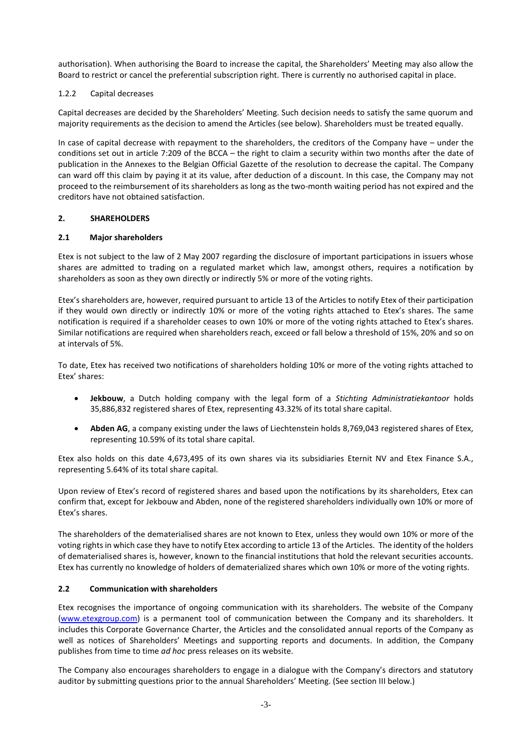authorisation). When authorising the Board to increase the capital, the Shareholders' Meeting may also allow the Board to restrict or cancel the preferential subscription right. There is currently no authorised capital in place.

#### 1.2.2 Capital decreases

Capital decreases are decided by the Shareholders' Meeting. Such decision needs to satisfy the same quorum and majority requirements as the decision to amend the Articles (see below). Shareholders must be treated equally.

In case of capital decrease with repayment to the shareholders, the creditors of the Company have – under the conditions set out in article 7:209 of the BCCA – the right to claim a security within two months after the date of publication in the Annexes to the Belgian Official Gazette of the resolution to decrease the capital. The Company can ward off this claim by paying it at its value, after deduction of a discount. In this case, the Company may not proceed to the reimbursement of its shareholders as long as the two-month waiting period has not expired and the creditors have not obtained satisfaction.

## 2. SHAREHOLDERS

### 2.1 Major shareholders

Etex is not subject to the law of 2 May 2007 regarding the disclosure of important participations in issuers whose shares are admitted to trading on a regulated market which law, amongst others, requires a notification by shareholders as soon as they own directly or indirectly 5% or more of the voting rights.

Etex's shareholders are, however, required pursuant to article 13 of the Articles to notify Etex of their participation if they would own directly or indirectly 10% or more of the voting rights attached to Etex's shares. The same notification is required if a shareholder ceases to own 10% or more of the voting rights attached to Etex's shares. Similar notifications are required when shareholders reach, exceed or fall below a threshold of 15%, 20% and so on at intervals of 5%.

To date, Etex has received two notifications of shareholders holding 10% or more of the voting rights attached to Etex' shares:

- **Jekbouw**, a Dutch holding company with the legal form of a *Stichting Administratiekantoor* holds 35,886,832 registered shares of Etex, representing 43.32% of its total share capital.
- **Abden AG**, a company existing under the laws of Liechtenstein holds 8,769,043 registered shares of Etex, representing 10.59% of its total share capital.

Etex also holds on this date 4,673,495 of its own shares via its subsidiaries Eternit NV and Etex Finance S.A., representing 5.64% of its total share capital.

Upon review of Etex's record of registered shares and based upon the notifications by its shareholders, Etex can confirm that, except for Jekbouw and Abden, none of the registered shareholders individually own 10% or more of Etex's shares.

The shareholders of the dematerialised shares are not known to Etex, unless they would own 10% or more of the voting rights in which case they have to notify Etex according to article 13 of the Articles. The identity of the holders of dematerialised shares is, however, known to the financial institutions that hold the relevant securities accounts. Etex has currently no knowledge of holders of dematerialized shares which own 10% or more of the voting rights.

### 2.2 Communication with shareholders

Etex recognises the importance of ongoing communication with its shareholders. The website of the Company (www.etexgroup.com) is a permanent tool of communication between the Company and its shareholders. It includes this Corporate Governance Charter, the Articles and the consolidated annual reports of the Company as well as notices of Shareholders' Meetings and supporting reports and documents. In addition, the Company publishes from time to time *ad hoc* press releases on its website.

The Company also encourages shareholders to engage in a dialogue with the Company's directors and statutory auditor by submitting questions prior to the annual Shareholders' Meeting. (See section III below.)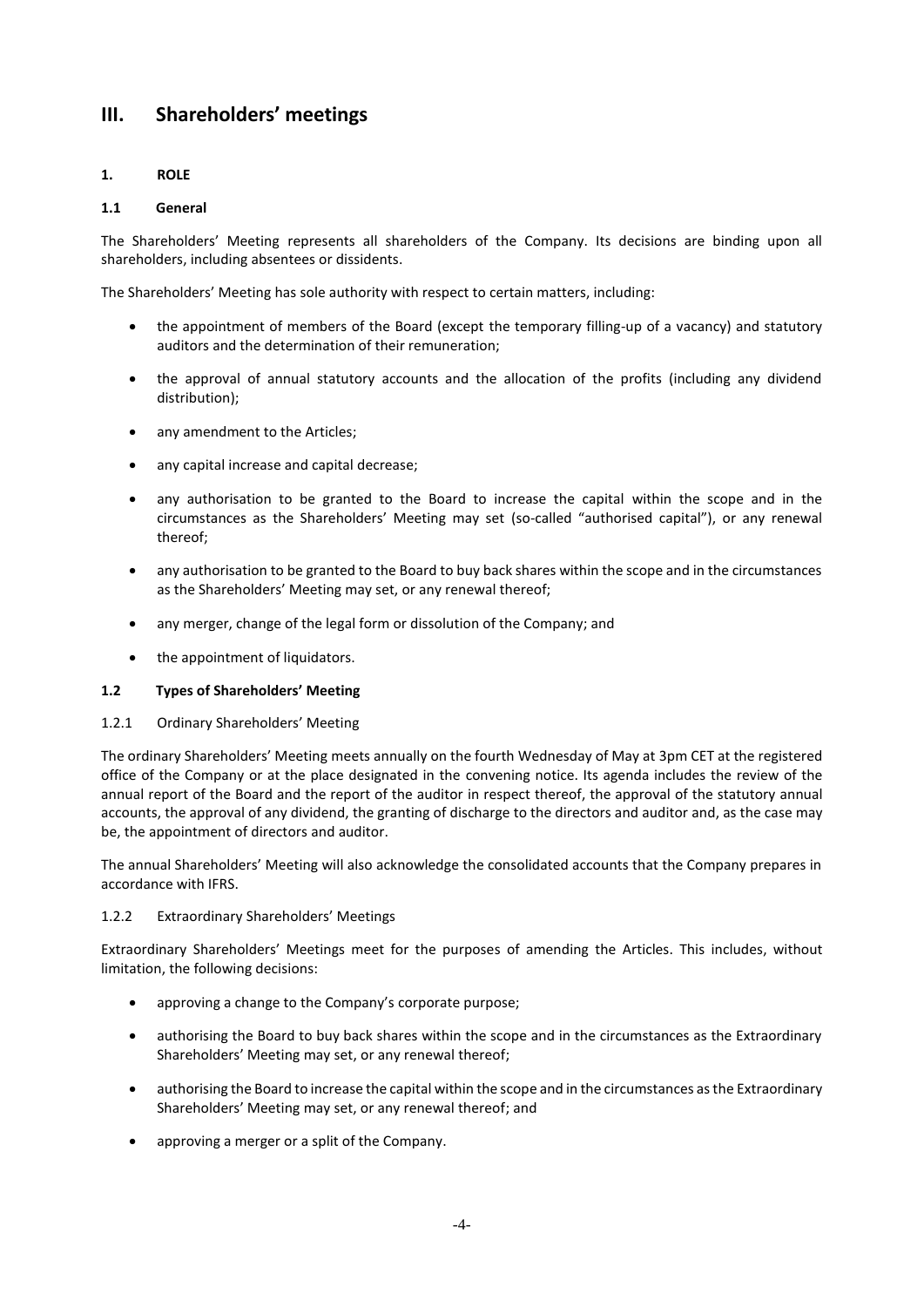# III. Shareholders' meetings

## 1. ROLE

### 1.1 General

The Shareholders' Meeting represents all shareholders of the Company. Its decisions are binding upon all shareholders, including absentees or dissidents.

The Shareholders' Meeting has sole authority with respect to certain matters, including:

- the appointment of members of the Board (except the temporary filling-up of a vacancy) and statutory auditors and the determination of their remuneration;
- the approval of annual statutory accounts and the allocation of the profits (including any dividend distribution);
- any amendment to the Articles;
- any capital increase and capital decrease;
- any authorisation to be granted to the Board to increase the capital within the scope and in the circumstances as the Shareholders' Meeting may set (so-called "authorised capital"), or any renewal thereof;
- any authorisation to be granted to the Board to buy back shares within the scope and in the circumstances as the Shareholders' Meeting may set, or any renewal thereof;
- any merger, change of the legal form or dissolution of the Company; and
- the appointment of liquidators.

### 1.2 Types of Shareholders' Meeting

#### 1.2.1 Ordinary Shareholders' Meeting

The ordinary Shareholders' Meeting meets annually on the fourth Wednesday of May at 3pm CET at the registered office of the Company or at the place designated in the convening notice. Its agenda includes the review of the annual report of the Board and the report of the auditor in respect thereof, the approval of the statutory annual accounts, the approval of any dividend, the granting of discharge to the directors and auditor and, as the case may be, the appointment of directors and auditor.

The annual Shareholders' Meeting will also acknowledge the consolidated accounts that the Company prepares in accordance with IFRS.

#### 1.2.2 Extraordinary Shareholders' Meetings

Extraordinary Shareholders' Meetings meet for the purposes of amending the Articles. This includes, without limitation, the following decisions:

- approving a change to the Company's corporate purpose;
- authorising the Board to buy back shares within the scope and in the circumstances as the Extraordinary Shareholders' Meeting may set, or any renewal thereof;
- authorising the Board to increase the capital within the scope and in the circumstances as the Extraordinary Shareholders' Meeting may set, or any renewal thereof; and
- approving a merger or a split of the Company.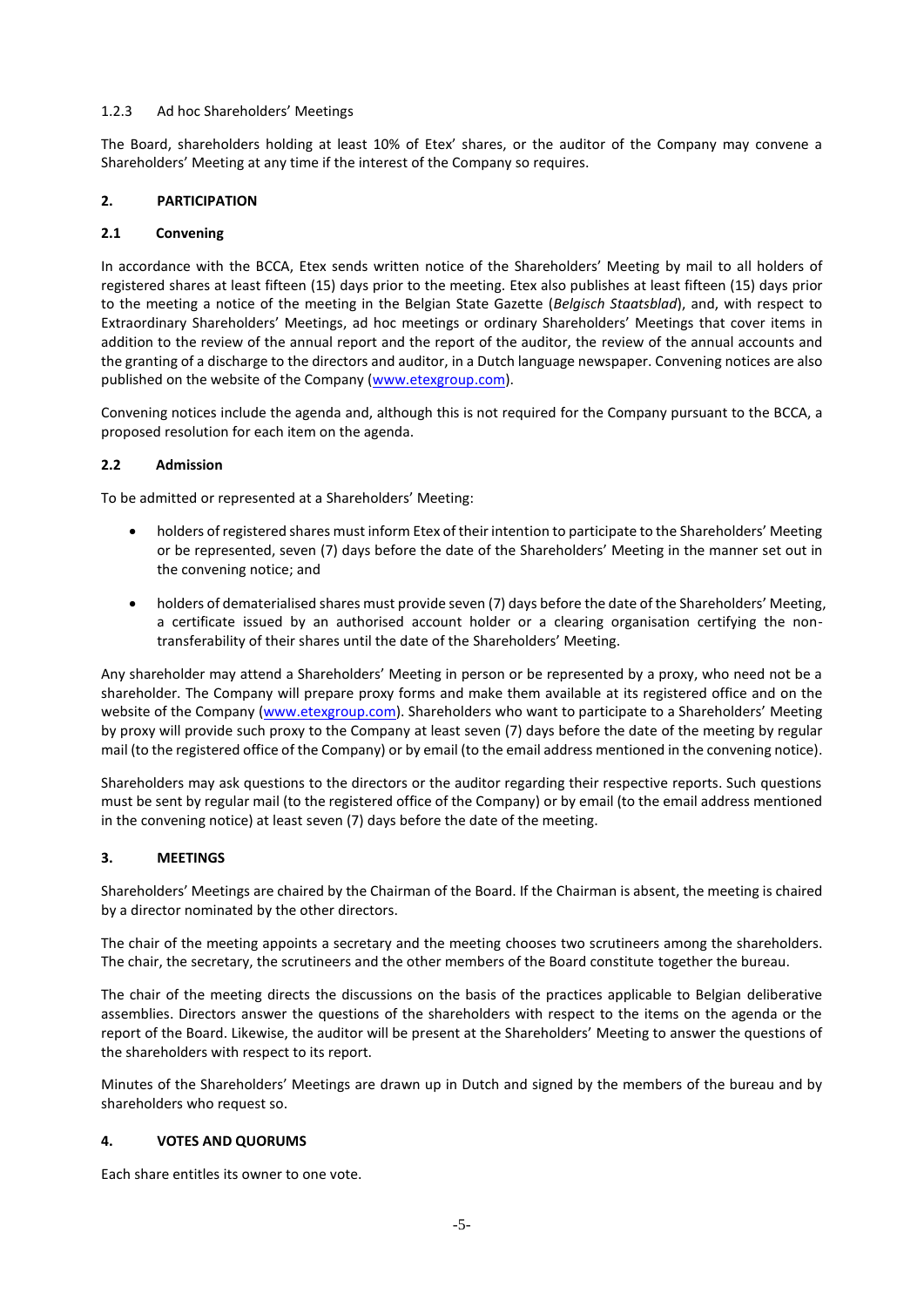#### 1.2.3 Ad hoc Shareholders' Meetings

The Board, shareholders holding at least 10% of Etex' shares, or the auditor of the Company may convene a Shareholders' Meeting at any time if the interest of the Company so requires.

## 2. PARTICIPATION

### 2.1 Convening

In accordance with the BCCA, Etex sends written notice of the Shareholders' Meeting by mail to all holders of registered shares at least fifteen (15) days prior to the meeting. Etex also publishes at least fifteen (15) days prior to the meeting a notice of the meeting in the Belgian State Gazette (*Belgisch Staatsblad*), and, with respect to Extraordinary Shareholders' Meetings, ad hoc meetings or ordinary Shareholders' Meetings that cover items in addition to the review of the annual report and the report of the auditor, the review of the annual accounts and the granting of a discharge to the directors and auditor, in a Dutch language newspaper. Convening notices are also published on the website of the Company (www.etexgroup.com).

Convening notices include the agenda and, although this is not required for the Company pursuant to the BCCA, a proposed resolution for each item on the agenda.

### 2.2 Admission

To be admitted or represented at a Shareholders' Meeting:

- holders of registered shares must inform Etex of their intention to participate to the Shareholders' Meeting or be represented, seven (7) days before the date of the Shareholders' Meeting in the manner set out in the convening notice; and
- holders of dematerialised shares must provide seven (7) days before the date of the Shareholders' Meeting, a certificate issued by an authorised account holder or a clearing organisation certifying the non-transferability of their shares until the date of the Shareholders' Meeting.

Any shareholder may attend a Shareholders' Meeting in person or be represented by a proxy, who need not be a shareholder. The Company will prepare proxy forms and make them available at its registered office and on the website of the Company (www.etexgroup.com). Shareholders who want to participate to a Shareholders' Meeting by proxy will provide such proxy to the Company at least seven (7) days before the date of the meeting by regular mail (to the registered office of the Company) or by email (to the email address mentioned in the convening notice).

Shareholders may ask questions to the directors or the auditor regarding their respective reports. Such questions must be sent by regular mail (to the registered office of the Company) or by email (to the email address mentioned in the convening notice) at least seven (7) days before the date of the meeting.

## 3. MEETINGS

Shareholders' Meetings are chaired by the Chairman of the Board. If the Chairman is absent, the meeting is chaired by a director nominated by the other directors.

The chair of the meeting appoints a secretary and the meeting chooses two scrutineers among the shareholders. The chair, the secretary, the scrutineers and the other members of the Board constitute together the bureau.

The chair of the meeting directs the discussions on the basis of the practices applicable to Belgian deliberative assemblies. Directors answer the questions of the shareholders with respect to the items on the agenda or the report of the Board. Likewise, the auditor will be present at the Shareholders' Meeting to answer the questions of the shareholders with respect to its report.

Minutes of the Shareholders' Meetings are drawn up in Dutch and signed by the members of the bureau and by shareholders who request so.

## 4. VOTES AND QUORUMS

Each share entitles its owner to one vote.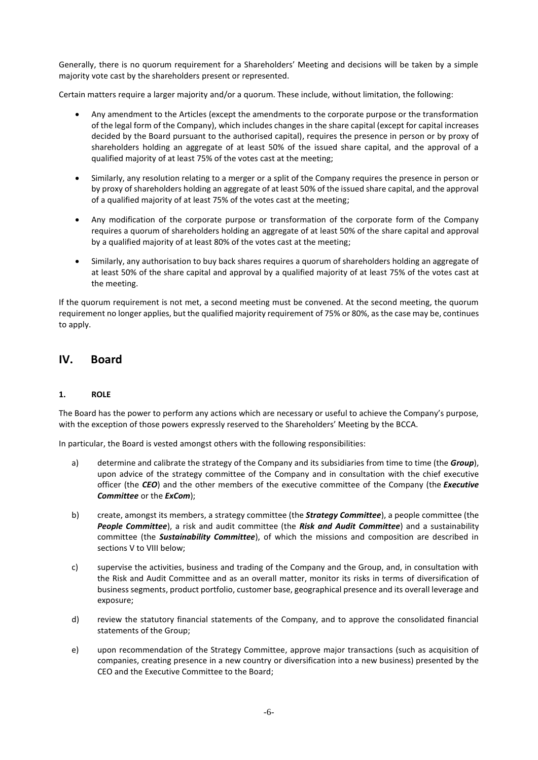Generally, there is no quorum requirement for a Shareholders' Meeting and decisions will be taken by a simple majority vote cast by the shareholders present or represented.

Certain matters require a larger majority and/or a quorum. These include, without limitation, the following:

- Any amendment to the Articles (except the amendments to the corporate purpose or the transformation of the legal form of the Company), which includes changes in the share capital (except for capital increases decided by the Board pursuant to the authorised capital), requires the presence in person or by proxy of shareholders holding an aggregate of at least 50% of the issued share capital, and the approval of a qualified majority of at least 75% of the votes cast at the meeting;
- Similarly, any resolution relating to a merger or a split of the Company requires the presence in person or by proxy of shareholders holding an aggregate of at least 50% of the issued share capital, and the approval of a qualified majority of at least 75% of the votes cast at the meeting;
- Any modification of the corporate purpose or transformation of the corporate form of the Company requires a quorum of shareholders holding an aggregate of at least 50% of the share capital and approval by a qualified majority of at least 80% of the votes cast at the meeting;
- Similarly, any authorisation to buy back shares requires a quorum of shareholders holding an aggregate of at least 50% of the share capital and approval by a qualified majority of at least 75% of the votes cast at the meeting.

If the quorum requirement is not met, a second meeting must be convened. At the second meeting, the quorum requirement no longer applies, but the qualified majority requirement of 75% or 80%, as the case may be, continues to apply.

## IV. Board

### 1. ROLE

The Board has the power to perform any actions which are necessary or useful to achieve the Company's purpose, with the exception of those powers expressly reserved to the Shareholders' Meeting by the BCCA.

In particular, the Board is vested amongst others with the following responsibilities:

a) determine and calibrate the strategy of the Company and its subsidiaries from time to time (the ***Group***), upon advice of the strategy committee of the Company and in consultation with the chief executive officer (the ***CEO***) and the other members of the executive committee of the Company (the ***Executive Committee*** or the ***ExCom***);

b) create, amongst its members, a strategy committee (the ***Strategy Committee***), a people committee (the ***People Committee***), a risk and audit committee (the ***Risk and Audit Committee***) and a sustainability committee (the ***Sustainability Committee***), of which the missions and composition are described in sections V to VIII below;

c) supervise the activities, business and trading of the Company and the Group, and, in consultation with the Risk and Audit Committee and as an overall matter, monitor its risks in terms of diversification of business segments, product portfolio, customer base, geographical presence and its overall leverage and exposure;

d) review the statutory financial statements of the Company, and to approve the consolidated financial statements of the Group;

e) upon recommendation of the Strategy Committee, approve major transactions (such as acquisition of companies, creating presence in a new country or diversification into a new business) presented by the CEO and the Executive Committee to the Board;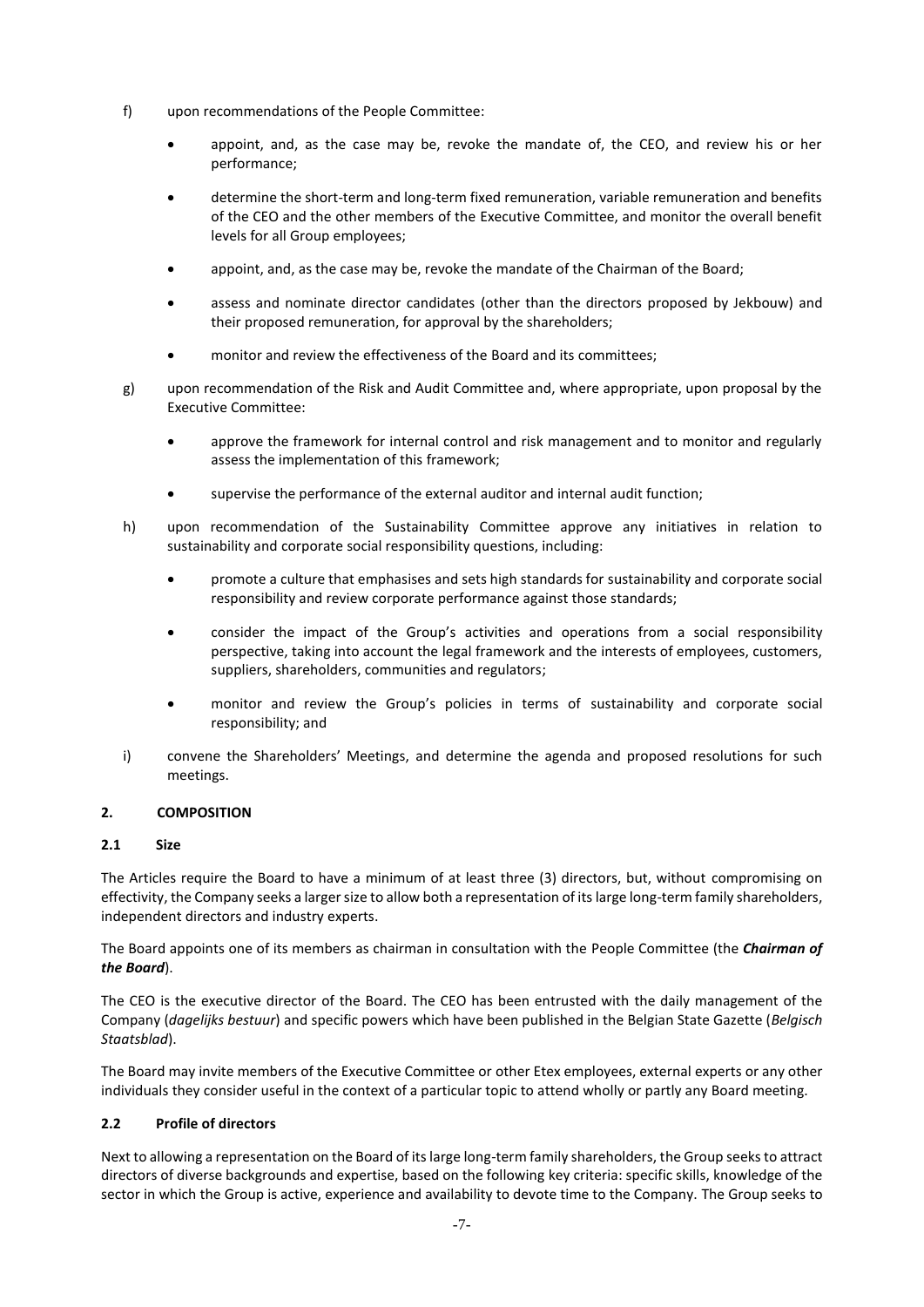f) upon recommendations of the People Committee:

   - appoint, and, as the case may be, revoke the mandate of, the CEO, and review his or her performance;
   - determine the short-term and long-term fixed remuneration, variable remuneration and benefits of the CEO and the other members of the Executive Committee, and monitor the overall benefit levels for all Group employees;
   - appoint, and, as the case may be, revoke the mandate of the Chairman of the Board;
   - assess and nominate director candidates (other than the directors proposed by Jekbouw) and their proposed remuneration, for approval by the shareholders;
   - monitor and review the effectiveness of the Board and its committees;

g) upon recommendation of the Risk and Audit Committee and, where appropriate, upon proposal by the Executive Committee:

   - approve the framework for internal control and risk management and to monitor and regularly assess the implementation of this framework;
   - supervise the performance of the external auditor and internal audit function;

h) upon recommendation of the Sustainability Committee approve any initiatives in relation to sustainability and corporate social responsibility questions, including:

   - promote a culture that emphasises and sets high standards for sustainability and corporate social responsibility and review corporate performance against those standards;
   - consider the impact of the Group's activities and operations from a social responsibility perspective, taking into account the legal framework and the interests of employees, customers, suppliers, shareholders, communities and regulators;
   - monitor and review the Group's policies in terms of sustainability and corporate social responsibility; and

i) convene the Shareholders' Meetings, and determine the agenda and proposed resolutions for such meetings.

## 2. COMPOSITION

### 2.1 Size

The Articles require the Board to have a minimum of at least three (3) directors, but, without compromising on effectivity, the Company seeks a larger size to allow both a representation of its large long-term family shareholders, independent directors and industry experts.

The Board appoints one of its members as chairman in consultation with the People Committee (the ***Chairman of the Board***).

The CEO is the executive director of the Board. The CEO has been entrusted with the daily management of the Company (*dagelijks bestuur*) and specific powers which have been published in the Belgian State Gazette (*Belgisch Staatsblad*).

The Board may invite members of the Executive Committee or other Etex employees, external experts or any other individuals they consider useful in the context of a particular topic to attend wholly or partly any Board meeting.

### 2.2 Profile of directors

Next to allowing a representation on the Board of its large long-term family shareholders, the Group seeks to attract directors of diverse backgrounds and expertise, based on the following key criteria: specific skills, knowledge of the sector in which the Group is active, experience and availability to devote time to the Company. The Group seeks to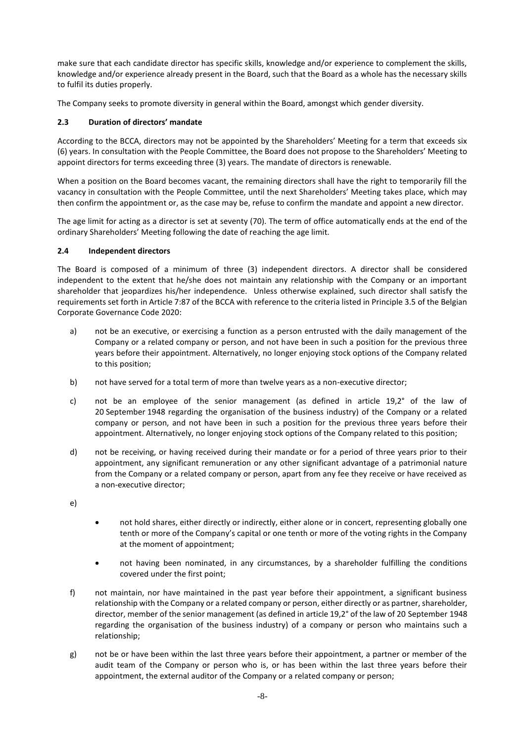make sure that each candidate director has specific skills, knowledge and/or experience to complement the skills, knowledge and/or experience already present in the Board, such that the Board as a whole has the necessary skills to fulfil its duties properly.

The Company seeks to promote diversity in general within the Board, amongst which gender diversity.

### 2.3 Duration of directors' mandate

According to the BCCA, directors may not be appointed by the Shareholders' Meeting for a term that exceeds six (6) years. In consultation with the People Committee, the Board does not propose to the Shareholders' Meeting to appoint directors for terms exceeding three (3) years. The mandate of directors is renewable.

When a position on the Board becomes vacant, the remaining directors shall have the right to temporarily fill the vacancy in consultation with the People Committee, until the next Shareholders' Meeting takes place, which may then confirm the appointment or, as the case may be, refuse to confirm the mandate and appoint a new director.

The age limit for acting as a director is set at seventy (70). The term of office automatically ends at the end of the ordinary Shareholders' Meeting following the date of reaching the age limit.

### 2.4 Independent directors

The Board is composed of a minimum of three (3) independent directors. A director shall be considered independent to the extent that he/she does not maintain any relationship with the Company or an important shareholder that jeopardizes his/her independence. Unless otherwise explained, such director shall satisfy the requirements set forth in Article 7:87 of the BCCA with reference to the criteria listed in Principle 3.5 of the Belgian Corporate Governance Code 2020:

a) not be an executive, or exercising a function as a person entrusted with the daily management of the Company or a related company or person, and not have been in such a position for the previous three years before their appointment. Alternatively, no longer enjoying stock options of the Company related to this position;

b) not have served for a total term of more than twelve years as a non-executive director;

c) not be an employee of the senior management (as defined in article 19,2° of the law of 20 September 1948 regarding the organisation of the business industry) of the Company or a related company or person, and not have been in such a position for the previous three years before their appointment. Alternatively, no longer enjoying stock options of the Company related to this position;

d) not be receiving, or having received during their mandate or for a period of three years prior to their appointment, any significant remuneration or any other significant advantage of a patrimonial nature from the Company or a related company or person, apart from any fee they receive or have received as a non-executive director;

e)
- not hold shares, either directly or indirectly, either alone or in concert, representing globally one tenth or more of the Company's capital or one tenth or more of the voting rights in the Company at the moment of appointment;
- not having been nominated, in any circumstances, by a shareholder fulfilling the conditions covered under the first point;

f) not maintain, nor have maintained in the past year before their appointment, a significant business relationship with the Company or a related company or person, either directly or as partner, shareholder, director, member of the senior management (as defined in article 19,2° of the law of 20 September 1948 regarding the organisation of the business industry) of a company or person who maintains such a relationship;

g) not be or have been within the last three years before their appointment, a partner or member of the audit team of the Company or person who is, or has been within the last three years before their appointment, the external auditor of the Company or a related company or person;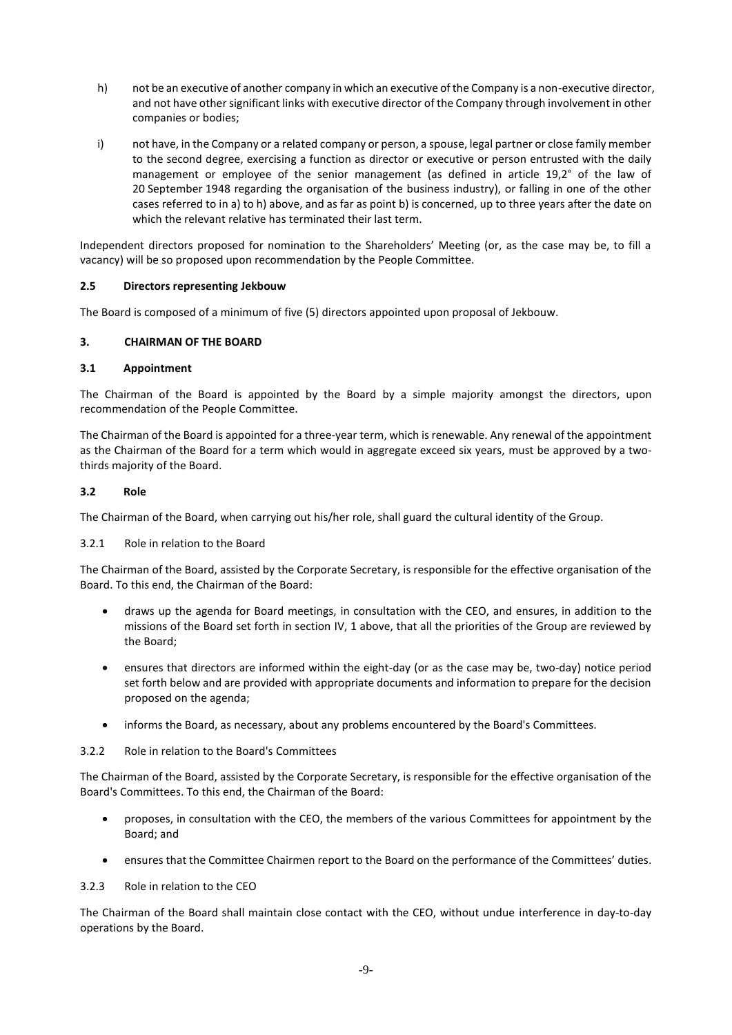h) not be an executive of another company in which an executive of the Company is a non-executive director, and not have other significant links with executive director of the Company through involvement in other companies or bodies;

i) not have, in the Company or a related company or person, a spouse, legal partner or close family member to the second degree, exercising a function as director or executive or person entrusted with the daily management or employee of the senior management (as defined in article 19,2° of the law of 20 September 1948 regarding the organisation of the business industry), or falling in one of the other cases referred to in a) to h) above, and as far as point b) is concerned, up to three years after the date on which the relevant relative has terminated their last term.

Independent directors proposed for nomination to the Shareholders' Meeting (or, as the case may be, to fill a vacancy) will be so proposed upon recommendation by the People Committee.

### 2.5 Directors representing Jekbouw

The Board is composed of a minimum of five (5) directors appointed upon proposal of Jekbouw.

## 3. CHAIRMAN OF THE BOARD

### 3.1 Appointment

The Chairman of the Board is appointed by the Board by a simple majority amongst the directors, upon recommendation of the People Committee.

The Chairman of the Board is appointed for a three-year term, which is renewable. Any renewal of the appointment as the Chairman of the Board for a term which would in aggregate exceed six years, must be approved by a two-thirds majority of the Board.

### 3.2 Role

The Chairman of the Board, when carrying out his/her role, shall guard the cultural identity of the Group.

3.2.1 Role in relation to the Board

The Chairman of the Board, assisted by the Corporate Secretary, is responsible for the effective organisation of the Board. To this end, the Chairman of the Board:

- draws up the agenda for Board meetings, in consultation with the CEO, and ensures, in addition to the missions of the Board set forth in section IV, 1 above, that all the priorities of the Group are reviewed by the Board;
- ensures that directors are informed within the eight-day (or as the case may be, two-day) notice period set forth below and are provided with appropriate documents and information to prepare for the decision proposed on the agenda;
- informs the Board, as necessary, about any problems encountered by the Board's Committees.

3.2.2 Role in relation to the Board's Committees

The Chairman of the Board, assisted by the Corporate Secretary, is responsible for the effective organisation of the Board's Committees. To this end, the Chairman of the Board:

- proposes, in consultation with the CEO, the members of the various Committees for appointment by the Board; and
- ensures that the Committee Chairmen report to the Board on the performance of the Committees' duties.

3.2.3 Role in relation to the CEO

The Chairman of the Board shall maintain close contact with the CEO, without undue interference in day-to-day operations by the Board.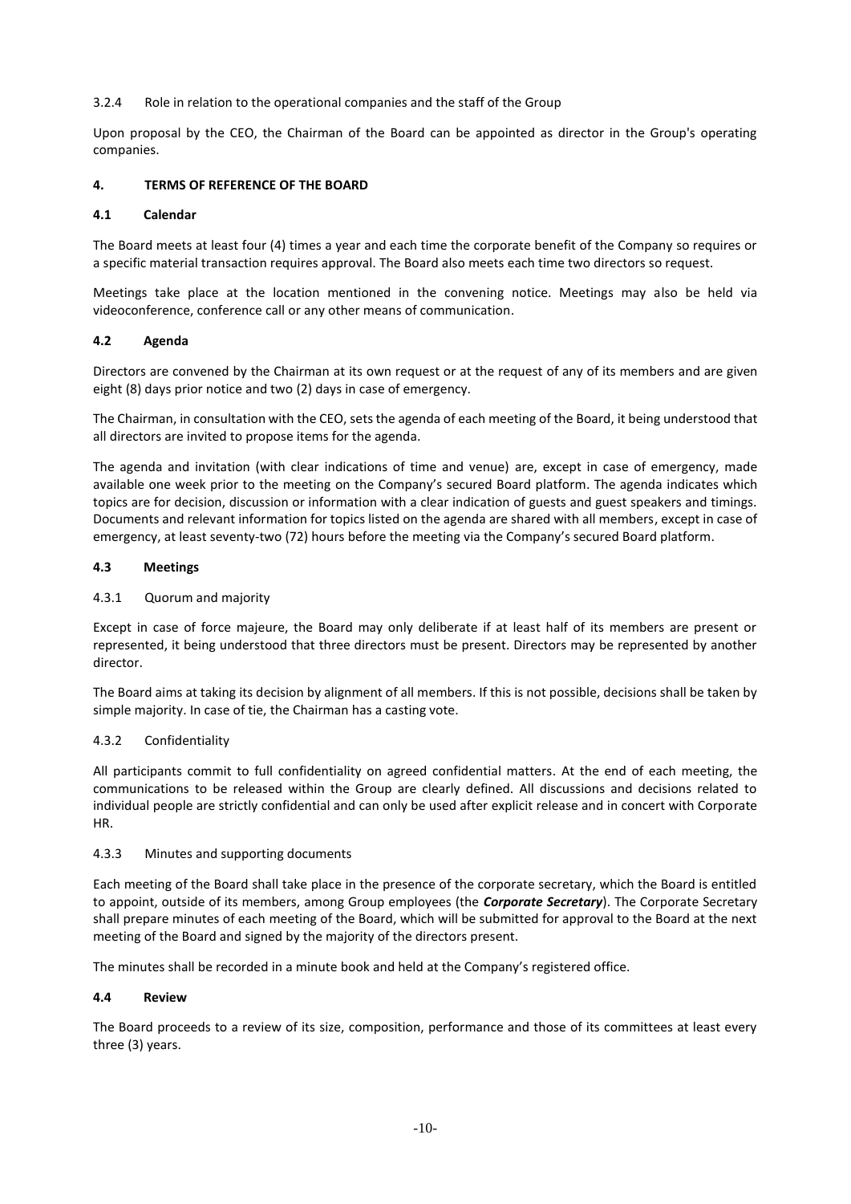3.2.4 Role in relation to the operational companies and the staff of the Group

Upon proposal by the CEO, the Chairman of the Board can be appointed as director in the Group's operating companies.

## 4. TERMS OF REFERENCE OF THE BOARD

### 4.1 Calendar

The Board meets at least four (4) times a year and each time the corporate benefit of the Company so requires or a specific material transaction requires approval. The Board also meets each time two directors so request.

Meetings take place at the location mentioned in the convening notice. Meetings may also be held via videoconference, conference call or any other means of communication.

### 4.2 Agenda

Directors are convened by the Chairman at its own request or at the request of any of its members and are given eight (8) days prior notice and two (2) days in case of emergency.

The Chairman, in consultation with the CEO, sets the agenda of each meeting of the Board, it being understood that all directors are invited to propose items for the agenda.

The agenda and invitation (with clear indications of time and venue) are, except in case of emergency, made available one week prior to the meeting on the Company's secured Board platform. The agenda indicates which topics are for decision, discussion or information with a clear indication of guests and guest speakers and timings. Documents and relevant information for topics listed on the agenda are shared with all members, except in case of emergency, at least seventy-two (72) hours before the meeting via the Company's secured Board platform.

### 4.3 Meetings

4.3.1 Quorum and majority

Except in case of force majeure, the Board may only deliberate if at least half of its members are present or represented, it being understood that three directors must be present. Directors may be represented by another director.

The Board aims at taking its decision by alignment of all members. If this is not possible, decisions shall be taken by simple majority. In case of tie, the Chairman has a casting vote.

4.3.2 Confidentiality

All participants commit to full confidentiality on agreed confidential matters. At the end of each meeting, the communications to be released within the Group are clearly defined. All discussions and decisions related to individual people are strictly confidential and can only be used after explicit release and in concert with Corporate HR.

4.3.3 Minutes and supporting documents

Each meeting of the Board shall take place in the presence of the corporate secretary, which the Board is entitled to appoint, outside of its members, among Group employees (the ***Corporate Secretary***). The Corporate Secretary shall prepare minutes of each meeting of the Board, which will be submitted for approval to the Board at the next meeting of the Board and signed by the majority of the directors present.

The minutes shall be recorded in a minute book and held at the Company's registered office.

### 4.4 Review

The Board proceeds to a review of its size, composition, performance and those of its committees at least every three (3) years.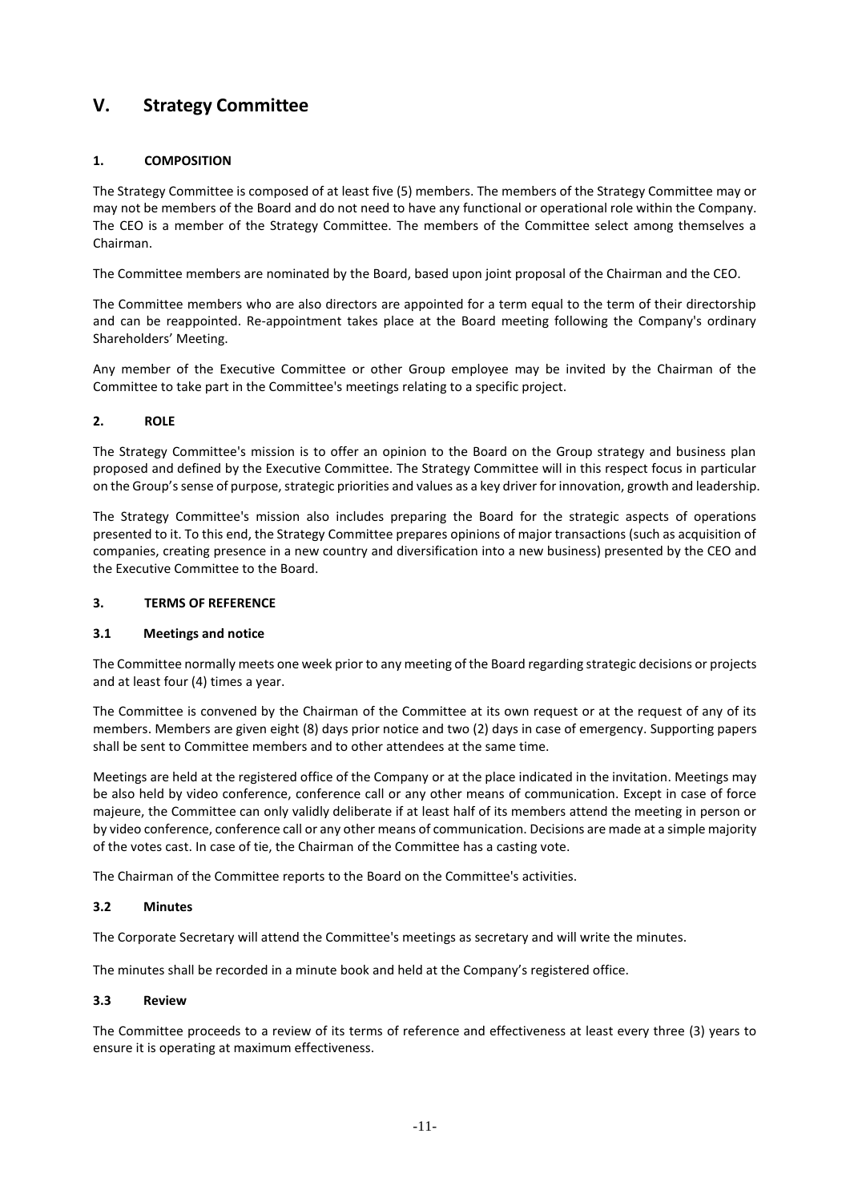# V. Strategy Committee

## 1. COMPOSITION

The Strategy Committee is composed of at least five (5) members. The members of the Strategy Committee may or may not be members of the Board and do not need to have any functional or operational role within the Company. The CEO is a member of the Strategy Committee. The members of the Committee select among themselves a Chairman.

The Committee members are nominated by the Board, based upon joint proposal of the Chairman and the CEO.

The Committee members who are also directors are appointed for a term equal to the term of their directorship and can be reappointed. Re-appointment takes place at the Board meeting following the Company's ordinary Shareholders' Meeting.

Any member of the Executive Committee or other Group employee may be invited by the Chairman of the Committee to take part in the Committee's meetings relating to a specific project.

## 2. ROLE

The Strategy Committee's mission is to offer an opinion to the Board on the Group strategy and business plan proposed and defined by the Executive Committee. The Strategy Committee will in this respect focus in particular on the Group's sense of purpose, strategic priorities and values as a key driver for innovation, growth and leadership.

The Strategy Committee's mission also includes preparing the Board for the strategic aspects of operations presented to it. To this end, the Strategy Committee prepares opinions of major transactions (such as acquisition of companies, creating presence in a new country and diversification into a new business) presented by the CEO and the Executive Committee to the Board.

## 3. TERMS OF REFERENCE

### 3.1 Meetings and notice

The Committee normally meets one week prior to any meeting of the Board regarding strategic decisions or projects and at least four (4) times a year.

The Committee is convened by the Chairman of the Committee at its own request or at the request of any of its members. Members are given eight (8) days prior notice and two (2) days in case of emergency. Supporting papers shall be sent to Committee members and to other attendees at the same time.

Meetings are held at the registered office of the Company or at the place indicated in the invitation. Meetings may be also held by video conference, conference call or any other means of communication. Except in case of force majeure, the Committee can only validly deliberate if at least half of its members attend the meeting in person or by video conference, conference call or any other means of communication. Decisions are made at a simple majority of the votes cast. In case of tie, the Chairman of the Committee has a casting vote.

The Chairman of the Committee reports to the Board on the Committee's activities.

### 3.2 Minutes

The Corporate Secretary will attend the Committee's meetings as secretary and will write the minutes.

The minutes shall be recorded in a minute book and held at the Company's registered office.

### 3.3 Review

The Committee proceeds to a review of its terms of reference and effectiveness at least every three (3) years to ensure it is operating at maximum effectiveness.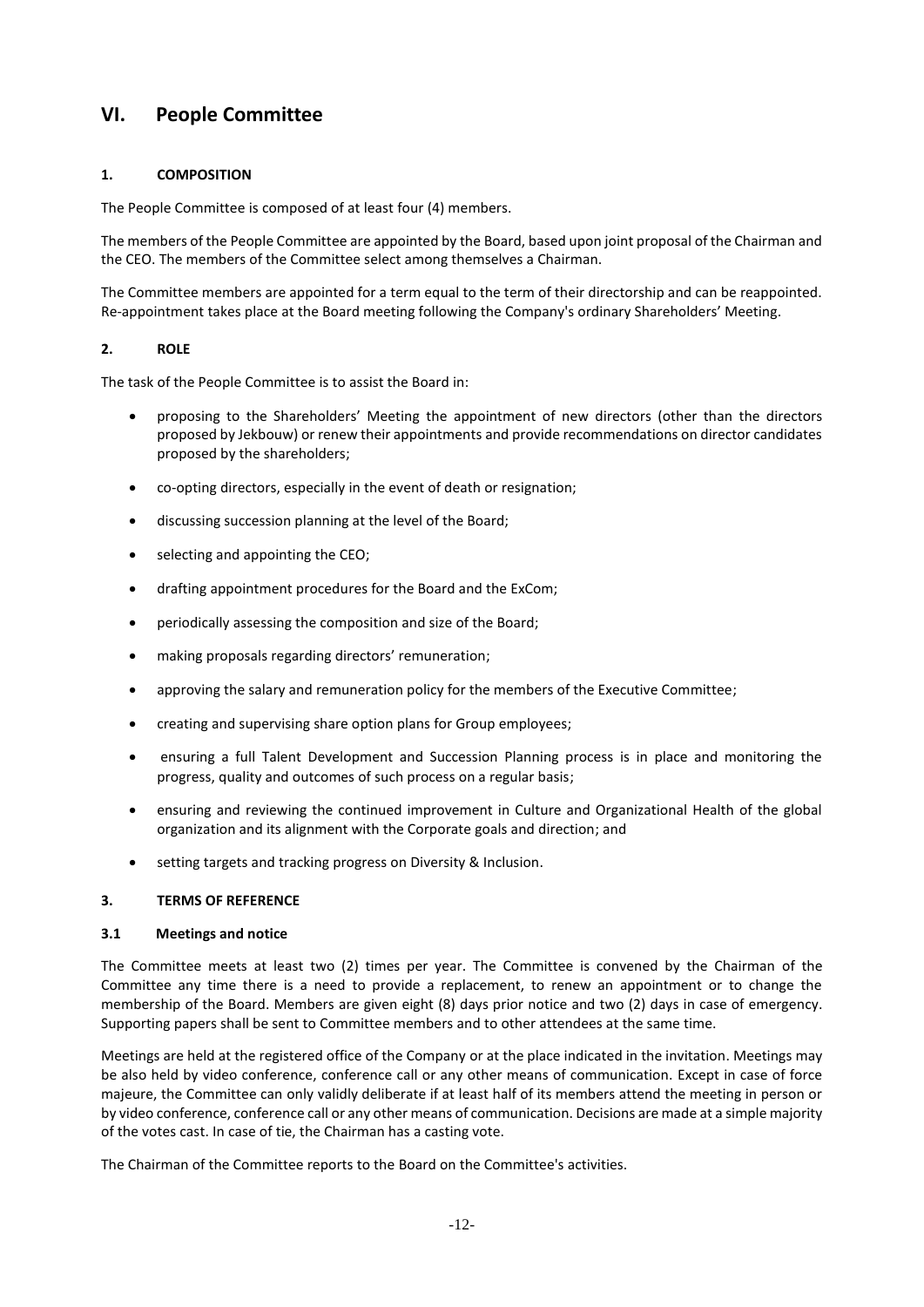# VI. People Committee

### 1. COMPOSITION

The People Committee is composed of at least four (4) members.

The members of the People Committee are appointed by the Board, based upon joint proposal of the Chairman and the CEO. The members of the Committee select among themselves a Chairman.

The Committee members are appointed for a term equal to the term of their directorship and can be reappointed. Re-appointment takes place at the Board meeting following the Company's ordinary Shareholders' Meeting.

### 2. ROLE

The task of the People Committee is to assist the Board in:

- proposing to the Shareholders' Meeting the appointment of new directors (other than the directors proposed by Jekbouw) or renew their appointments and provide recommendations on director candidates proposed by the shareholders;
- co-opting directors, especially in the event of death or resignation;
- discussing succession planning at the level of the Board;
- selecting and appointing the CEO;
- drafting appointment procedures for the Board and the ExCom;
- periodically assessing the composition and size of the Board;
- making proposals regarding directors' remuneration;
- approving the salary and remuneration policy for the members of the Executive Committee;
- creating and supervising share option plans for Group employees;
- ensuring a full Talent Development and Succession Planning process is in place and monitoring the progress, quality and outcomes of such process on a regular basis;
- ensuring and reviewing the continued improvement in Culture and Organizational Health of the global organization and its alignment with the Corporate goals and direction; and
- setting targets and tracking progress on Diversity & Inclusion.

### 3. TERMS OF REFERENCE

#### 3.1 Meetings and notice

The Committee meets at least two (2) times per year. The Committee is convened by the Chairman of the Committee any time there is a need to provide a replacement, to renew an appointment or to change the membership of the Board. Members are given eight (8) days prior notice and two (2) days in case of emergency. Supporting papers shall be sent to Committee members and to other attendees at the same time.

Meetings are held at the registered office of the Company or at the place indicated in the invitation. Meetings may be also held by video conference, conference call or any other means of communication. Except in case of force majeure, the Committee can only validly deliberate if at least half of its members attend the meeting in person or by video conference, conference call or any other means of communication. Decisions are made at a simple majority of the votes cast. In case of tie, the Chairman has a casting vote.

The Chairman of the Committee reports to the Board on the Committee's activities.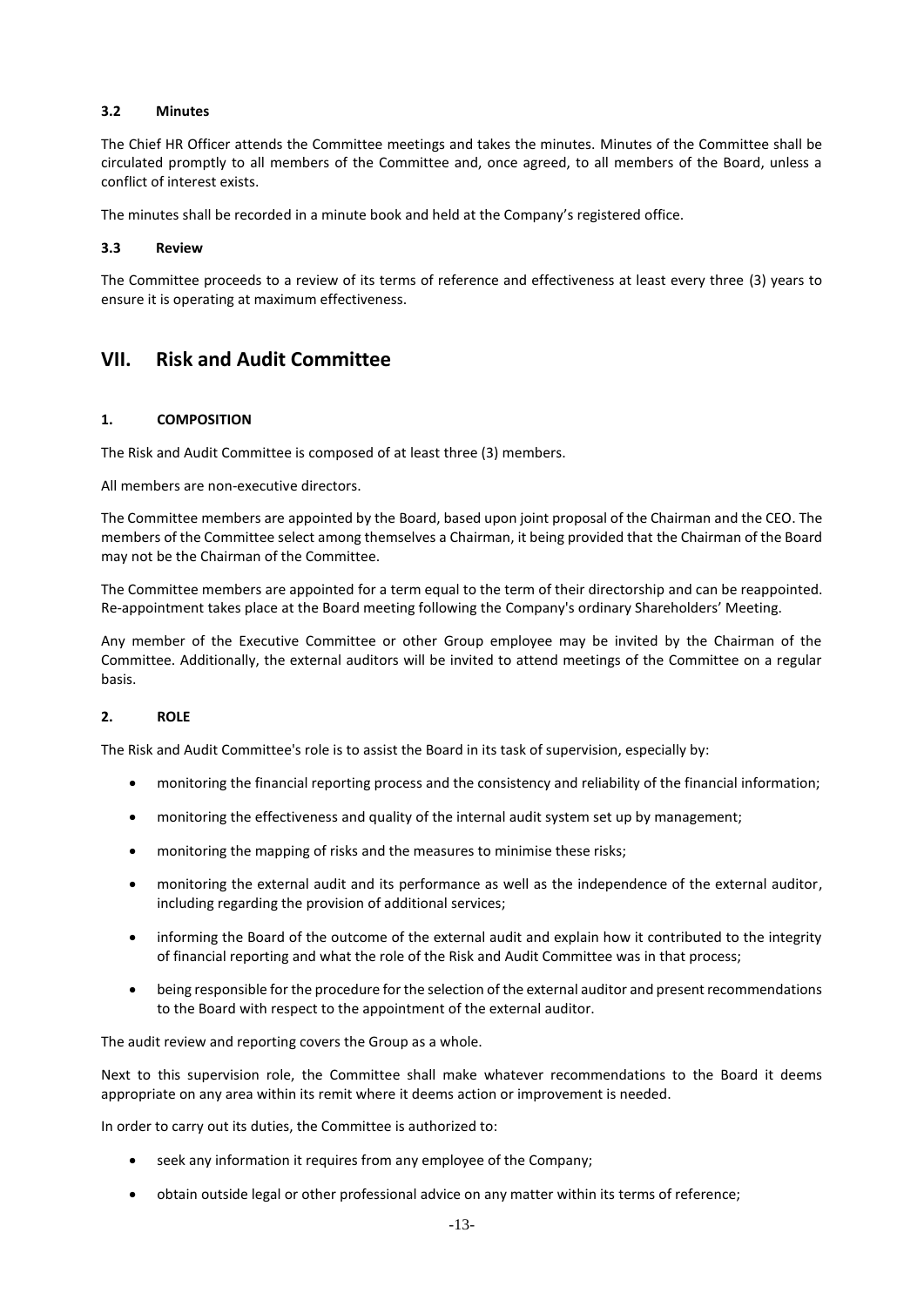#### 3.2 Minutes

The Chief HR Officer attends the Committee meetings and takes the minutes. Minutes of the Committee shall be circulated promptly to all members of the Committee and, once agreed, to all members of the Board, unless a conflict of interest exists.

The minutes shall be recorded in a minute book and held at the Company's registered office.

#### 3.3 Review

The Committee proceeds to a review of its terms of reference and effectiveness at least every three (3) years to ensure it is operating at maximum effectiveness.

## VII. Risk and Audit Committee

### 1. COMPOSITION

The Risk and Audit Committee is composed of at least three (3) members.

All members are non-executive directors.

The Committee members are appointed by the Board, based upon joint proposal of the Chairman and the CEO. The members of the Committee select among themselves a Chairman, it being provided that the Chairman of the Board may not be the Chairman of the Committee.

The Committee members are appointed for a term equal to the term of their directorship and can be reappointed. Re-appointment takes place at the Board meeting following the Company's ordinary Shareholders' Meeting.

Any member of the Executive Committee or other Group employee may be invited by the Chairman of the Committee. Additionally, the external auditors will be invited to attend meetings of the Committee on a regular basis.

### 2. ROLE

The Risk and Audit Committee's role is to assist the Board in its task of supervision, especially by:

- monitoring the financial reporting process and the consistency and reliability of the financial information;
- monitoring the effectiveness and quality of the internal audit system set up by management;
- monitoring the mapping of risks and the measures to minimise these risks;
- monitoring the external audit and its performance as well as the independence of the external auditor, including regarding the provision of additional services;
- informing the Board of the outcome of the external audit and explain how it contributed to the integrity of financial reporting and what the role of the Risk and Audit Committee was in that process;
- being responsible for the procedure for the selection of the external auditor and present recommendations to the Board with respect to the appointment of the external auditor.

The audit review and reporting covers the Group as a whole.

Next to this supervision role, the Committee shall make whatever recommendations to the Board it deems appropriate on any area within its remit where it deems action or improvement is needed.

In order to carry out its duties, the Committee is authorized to:

- seek any information it requires from any employee of the Company;
- obtain outside legal or other professional advice on any matter within its terms of reference;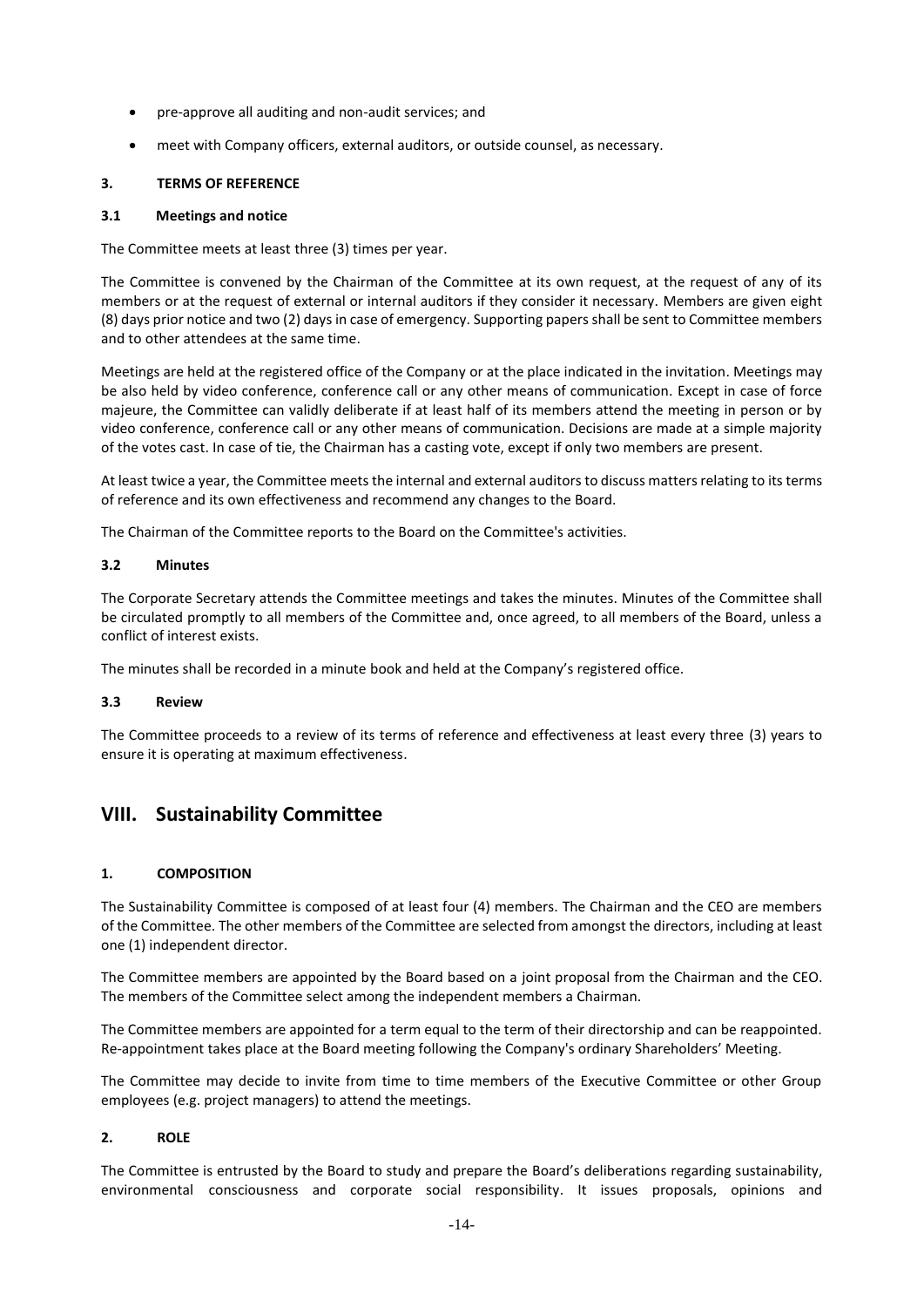- pre-approve all auditing and non-audit services; and
- meet with Company officers, external auditors, or outside counsel, as necessary.

### 3. TERMS OF REFERENCE

#### 3.1 Meetings and notice

The Committee meets at least three (3) times per year.

The Committee is convened by the Chairman of the Committee at its own request, at the request of any of its members or at the request of external or internal auditors if they consider it necessary. Members are given eight (8) days prior notice and two (2) days in case of emergency. Supporting papers shall be sent to Committee members and to other attendees at the same time.

Meetings are held at the registered office of the Company or at the place indicated in the invitation. Meetings may be also held by video conference, conference call or any other means of communication. Except in case of force majeure, the Committee can validly deliberate if at least half of its members attend the meeting in person or by video conference, conference call or any other means of communication. Decisions are made at a simple majority of the votes cast. In case of tie, the Chairman has a casting vote, except if only two members are present.

At least twice a year, the Committee meets the internal and external auditors to discuss matters relating to its terms of reference and its own effectiveness and recommend any changes to the Board.

The Chairman of the Committee reports to the Board on the Committee's activities.

#### 3.2 Minutes

The Corporate Secretary attends the Committee meetings and takes the minutes. Minutes of the Committee shall be circulated promptly to all members of the Committee and, once agreed, to all members of the Board, unless a conflict of interest exists.

The minutes shall be recorded in a minute book and held at the Company's registered office.

#### 3.3 Review

The Committee proceeds to a review of its terms of reference and effectiveness at least every three (3) years to ensure it is operating at maximum effectiveness.

## VIII. Sustainability Committee

### 1. COMPOSITION

The Sustainability Committee is composed of at least four (4) members. The Chairman and the CEO are members of the Committee. The other members of the Committee are selected from amongst the directors, including at least one (1) independent director.

The Committee members are appointed by the Board based on a joint proposal from the Chairman and the CEO. The members of the Committee select among the independent members a Chairman.

The Committee members are appointed for a term equal to the term of their directorship and can be reappointed. Re-appointment takes place at the Board meeting following the Company's ordinary Shareholders' Meeting.

The Committee may decide to invite from time to time members of the Executive Committee or other Group employees (e.g. project managers) to attend the meetings.

### 2. ROLE

The Committee is entrusted by the Board to study and prepare the Board's deliberations regarding sustainability, environmental consciousness and corporate social responsibility. It issues proposals, opinions and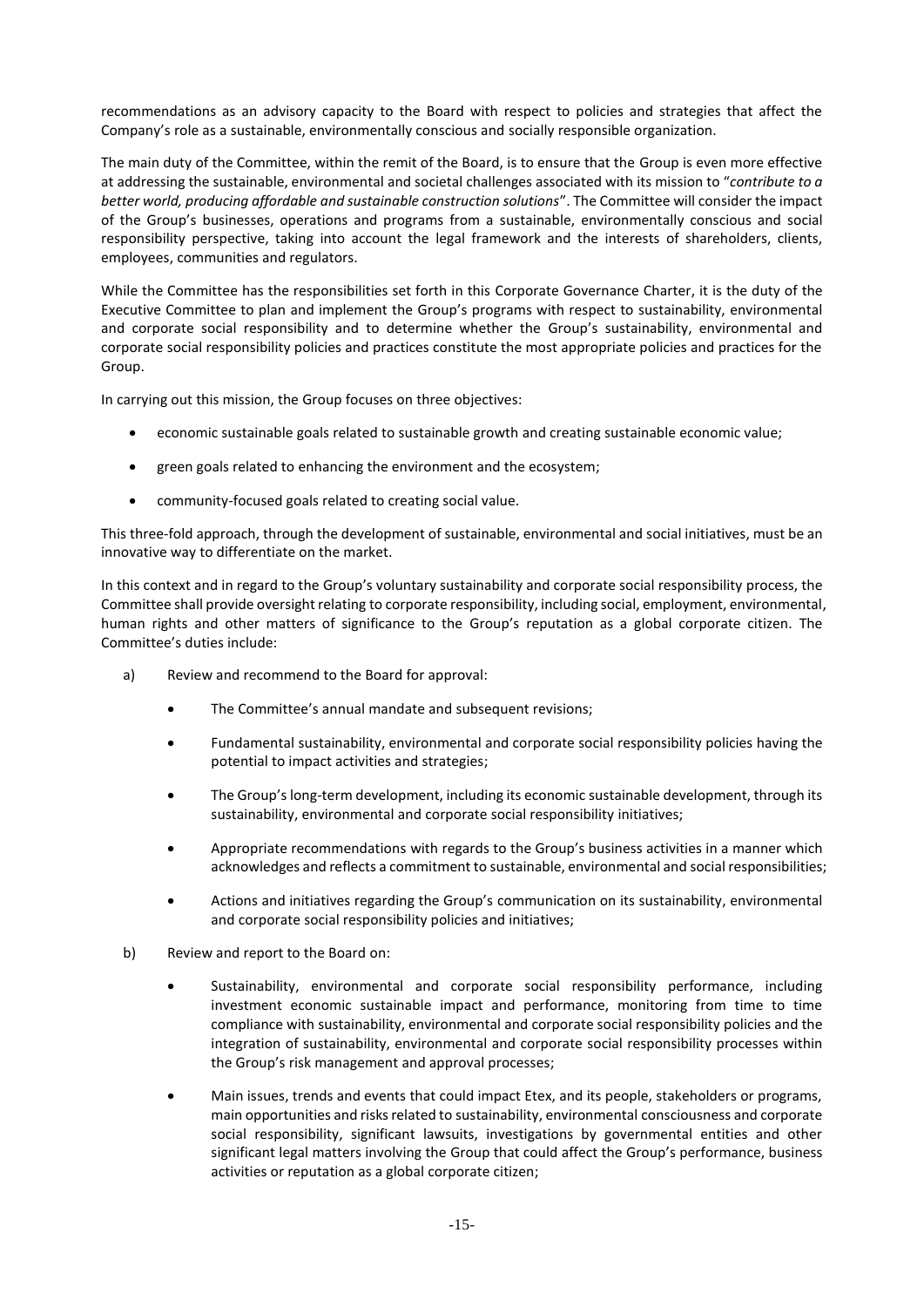recommendations as an advisory capacity to the Board with respect to policies and strategies that affect the Company's role as a sustainable, environmentally conscious and socially responsible organization.

The main duty of the Committee, within the remit of the Board, is to ensure that the Group is even more effective at addressing the sustainable, environmental and societal challenges associated with its mission to "*contribute to a better world, producing affordable and sustainable construction solutions*". The Committee will consider the impact of the Group's businesses, operations and programs from a sustainable, environmentally conscious and social responsibility perspective, taking into account the legal framework and the interests of shareholders, clients, employees, communities and regulators.

While the Committee has the responsibilities set forth in this Corporate Governance Charter, it is the duty of the Executive Committee to plan and implement the Group's programs with respect to sustainability, environmental and corporate social responsibility and to determine whether the Group's sustainability, environmental and corporate social responsibility policies and practices constitute the most appropriate policies and practices for the Group.

In carrying out this mission, the Group focuses on three objectives:

- economic sustainable goals related to sustainable growth and creating sustainable economic value;
- green goals related to enhancing the environment and the ecosystem;
- community-focused goals related to creating social value.

This three-fold approach, through the development of sustainable, environmental and social initiatives, must be an innovative way to differentiate on the market.

In this context and in regard to the Group's voluntary sustainability and corporate social responsibility process, the Committee shall provide oversight relating to corporate responsibility, including social, employment, environmental, human rights and other matters of significance to the Group's reputation as a global corporate citizen. The Committee's duties include:

a) Review and recommend to the Board for approval:

   - The Committee's annual mandate and subsequent revisions;
   - Fundamental sustainability, environmental and corporate social responsibility policies having the potential to impact activities and strategies;
   - The Group's long-term development, including its economic sustainable development, through its sustainability, environmental and corporate social responsibility initiatives;
   - Appropriate recommendations with regards to the Group's business activities in a manner which acknowledges and reflects a commitment to sustainable, environmental and social responsibilities;
   - Actions and initiatives regarding the Group's communication on its sustainability, environmental and corporate social responsibility policies and initiatives;

b) Review and report to the Board on:

   - Sustainability, environmental and corporate social responsibility performance, including investment economic sustainable impact and performance, monitoring from time to time compliance with sustainability, environmental and corporate social responsibility policies and the integration of sustainability, environmental and corporate social responsibility processes within the Group's risk management and approval processes;
   - Main issues, trends and events that could impact Etex, and its people, stakeholders or programs, main opportunities and risks related to sustainability, environmental consciousness and corporate social responsibility, significant lawsuits, investigations by governmental entities and other significant legal matters involving the Group that could affect the Group's performance, business activities or reputation as a global corporate citizen;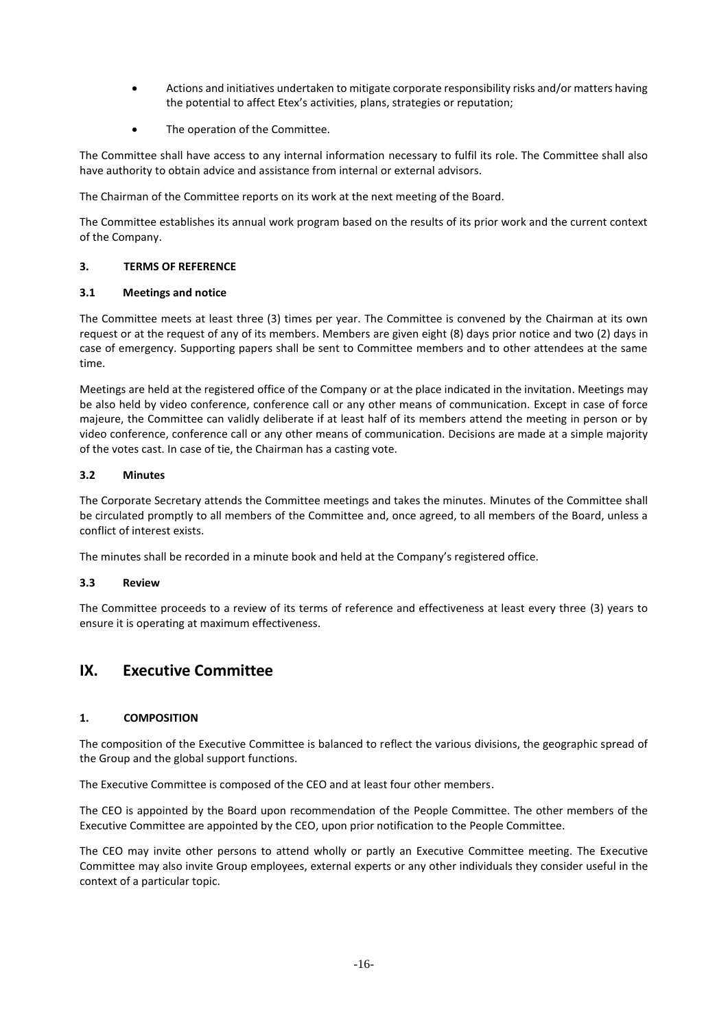- Actions and initiatives undertaken to mitigate corporate responsibility risks and/or matters having the potential to affect Etex's activities, plans, strategies or reputation;
- The operation of the Committee.

The Committee shall have access to any internal information necessary to fulfil its role. The Committee shall also have authority to obtain advice and assistance from internal or external advisors.

The Chairman of the Committee reports on its work at the next meeting of the Board.

The Committee establishes its annual work program based on the results of its prior work and the current context of the Company.

### 3. TERMS OF REFERENCE

#### 3.1 Meetings and notice

The Committee meets at least three (3) times per year. The Committee is convened by the Chairman at its own request or at the request of any of its members. Members are given eight (8) days prior notice and two (2) days in case of emergency. Supporting papers shall be sent to Committee members and to other attendees at the same time.

Meetings are held at the registered office of the Company or at the place indicated in the invitation. Meetings may be also held by video conference, conference call or any other means of communication. Except in case of force majeure, the Committee can validly deliberate if at least half of its members attend the meeting in person or by video conference, conference call or any other means of communication. Decisions are made at a simple majority of the votes cast. In case of tie, the Chairman has a casting vote.

#### 3.2 Minutes

The Corporate Secretary attends the Committee meetings and takes the minutes. Minutes of the Committee shall be circulated promptly to all members of the Committee and, once agreed, to all members of the Board, unless a conflict of interest exists.

The minutes shall be recorded in a minute book and held at the Company's registered office.

#### 3.3 Review

The Committee proceeds to a review of its terms of reference and effectiveness at least every three (3) years to ensure it is operating at maximum effectiveness.

## IX. Executive Committee

### 1. COMPOSITION

The composition of the Executive Committee is balanced to reflect the various divisions, the geographic spread of the Group and the global support functions.

The Executive Committee is composed of the CEO and at least four other members.

The CEO is appointed by the Board upon recommendation of the People Committee. The other members of the Executive Committee are appointed by the CEO, upon prior notification to the People Committee.

The CEO may invite other persons to attend wholly or partly an Executive Committee meeting. The Executive Committee may also invite Group employees, external experts or any other individuals they consider useful in the context of a particular topic.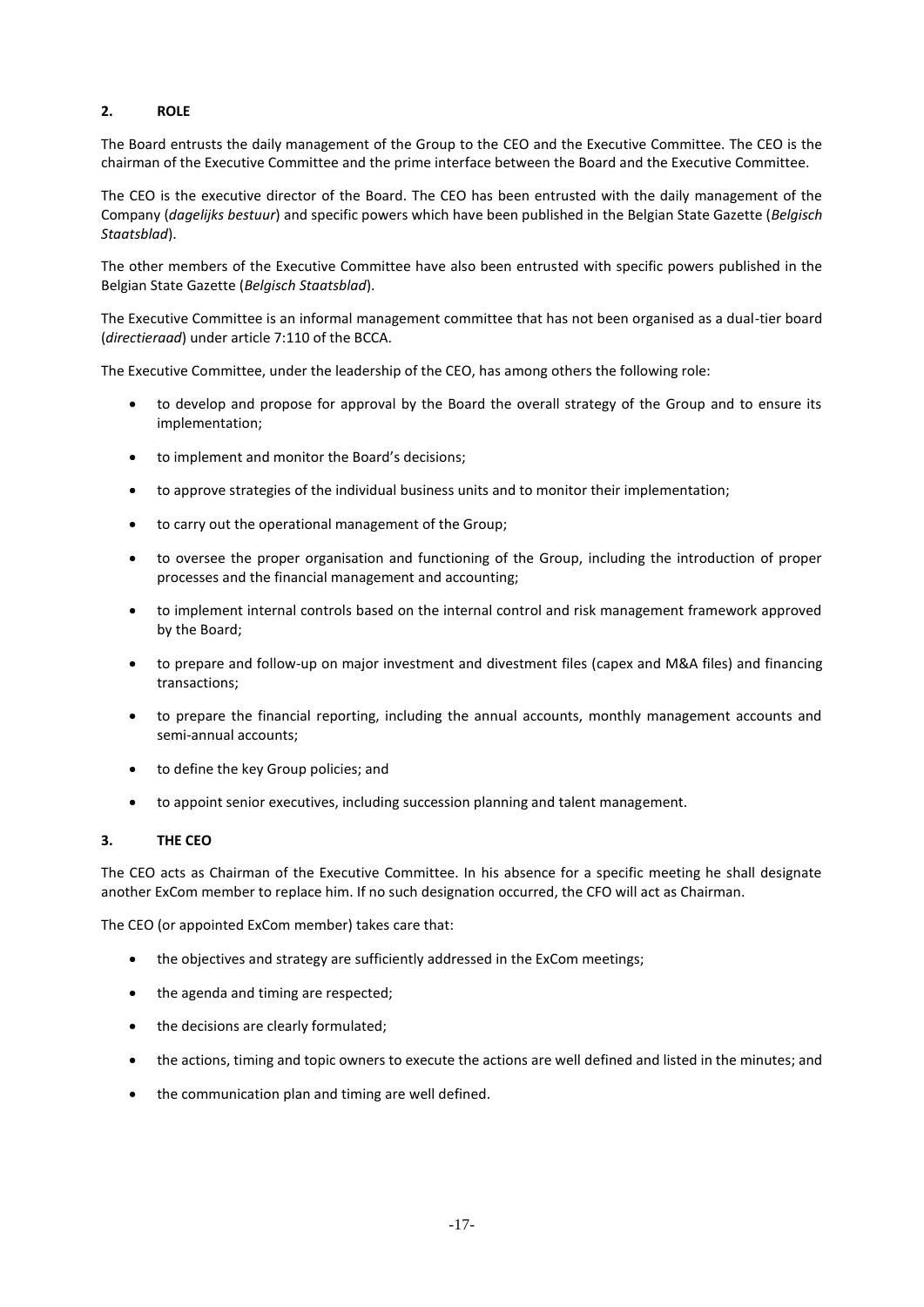## 2. ROLE

The Board entrusts the daily management of the Group to the CEO and the Executive Committee. The CEO is the chairman of the Executive Committee and the prime interface between the Board and the Executive Committee.

The CEO is the executive director of the Board. The CEO has been entrusted with the daily management of the Company (*dagelijks bestuur*) and specific powers which have been published in the Belgian State Gazette (*Belgisch Staatsblad*).

The other members of the Executive Committee have also been entrusted with specific powers published in the Belgian State Gazette (*Belgisch Staatsblad*).

The Executive Committee is an informal management committee that has not been organised as a dual-tier board (*directieraad*) under article 7:110 of the BCCA.

The Executive Committee, under the leadership of the CEO, has among others the following role:

- to develop and propose for approval by the Board the overall strategy of the Group and to ensure its implementation;
- to implement and monitor the Board's decisions;
- to approve strategies of the individual business units and to monitor their implementation;
- to carry out the operational management of the Group;
- to oversee the proper organisation and functioning of the Group, including the introduction of proper processes and the financial management and accounting;
- to implement internal controls based on the internal control and risk management framework approved by the Board;
- to prepare and follow-up on major investment and divestment files (capex and M&A files) and financing transactions;
- to prepare the financial reporting, including the annual accounts, monthly management accounts and semi-annual accounts;
- to define the key Group policies; and
- to appoint senior executives, including succession planning and talent management.

## 3. THE CEO

The CEO acts as Chairman of the Executive Committee. In his absence for a specific meeting he shall designate another ExCom member to replace him. If no such designation occurred, the CFO will act as Chairman.

The CEO (or appointed ExCom member) takes care that:

- the objectives and strategy are sufficiently addressed in the ExCom meetings;
- the agenda and timing are respected;
- the decisions are clearly formulated;
- the actions, timing and topic owners to execute the actions are well defined and listed in the minutes; and
- the communication plan and timing are well defined.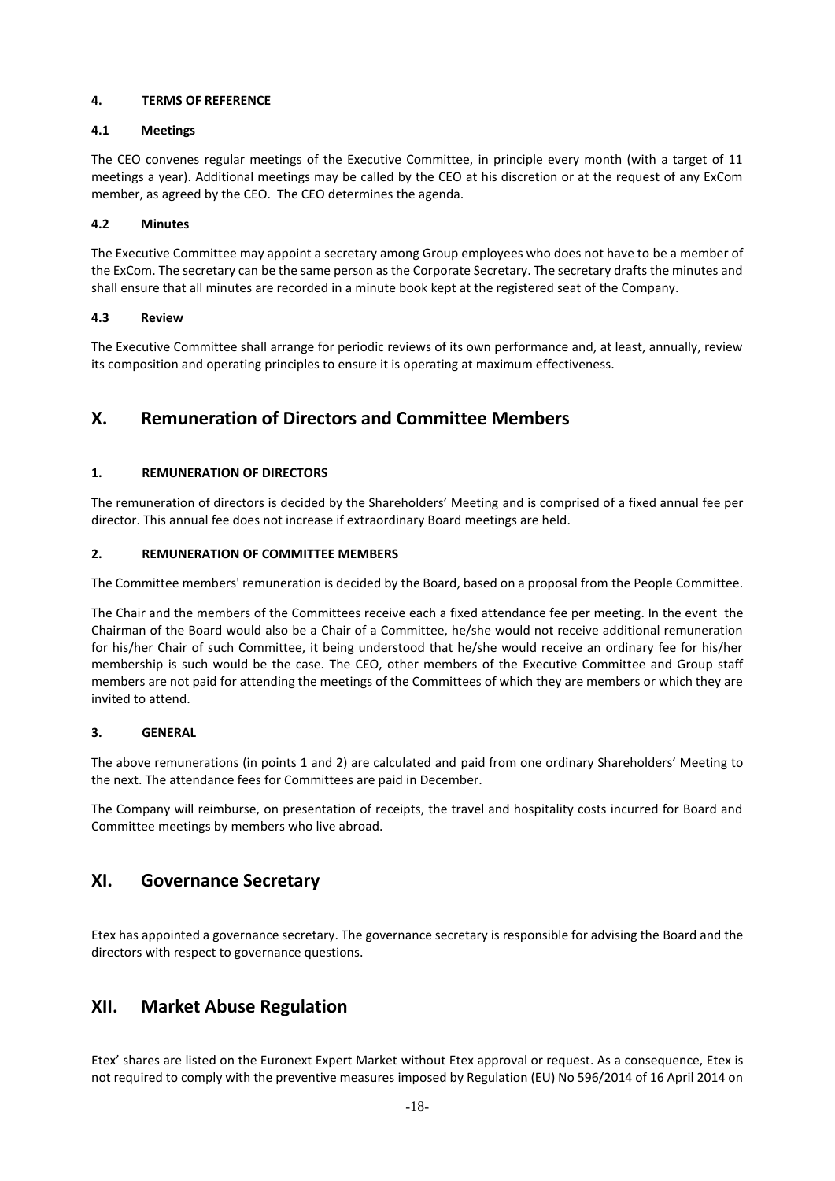#### 4. TERMS OF REFERENCE

#### 4.1 Meetings

The CEO convenes regular meetings of the Executive Committee, in principle every month (with a target of 11 meetings a year). Additional meetings may be called by the CEO at his discretion or at the request of any ExCom member, as agreed by the CEO. The CEO determines the agenda.

#### 4.2 Minutes

The Executive Committee may appoint a secretary among Group employees who does not have to be a member of the ExCom. The secretary can be the same person as the Corporate Secretary. The secretary drafts the minutes and shall ensure that all minutes are recorded in a minute book kept at the registered seat of the Company.

#### 4.3 Review

The Executive Committee shall arrange for periodic reviews of its own performance and, at least, annually, review its composition and operating principles to ensure it is operating at maximum effectiveness.

## X. Remuneration of Directors and Committee Members

#### 1. REMUNERATION OF DIRECTORS

The remuneration of directors is decided by the Shareholders' Meeting and is comprised of a fixed annual fee per director. This annual fee does not increase if extraordinary Board meetings are held.

#### 2. REMUNERATION OF COMMITTEE MEMBERS

The Committee members' remuneration is decided by the Board, based on a proposal from the People Committee.

The Chair and the members of the Committees receive each a fixed attendance fee per meeting. In the event the Chairman of the Board would also be a Chair of a Committee, he/she would not receive additional remuneration for his/her Chair of such Committee, it being understood that he/she would receive an ordinary fee for his/her membership is such would be the case. The CEO, other members of the Executive Committee and Group staff members are not paid for attending the meetings of the Committees of which they are members or which they are invited to attend.

#### 3. GENERAL

The above remunerations (in points 1 and 2) are calculated and paid from one ordinary Shareholders' Meeting to the next. The attendance fees for Committees are paid in December.

The Company will reimburse, on presentation of receipts, the travel and hospitality costs incurred for Board and Committee meetings by members who live abroad.

## XI. Governance Secretary

Etex has appointed a governance secretary. The governance secretary is responsible for advising the Board and the directors with respect to governance questions.

## XII. Market Abuse Regulation

Etex' shares are listed on the Euronext Expert Market without Etex approval or request. As a consequence, Etex is not required to comply with the preventive measures imposed by Regulation (EU) No 596/2014 of 16 April 2014 on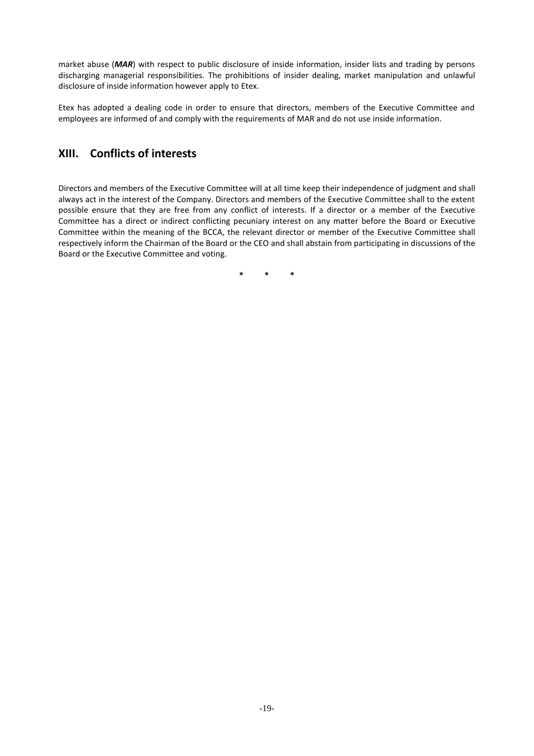market abuse (***MAR***) with respect to public disclosure of inside information, insider lists and trading by persons discharging managerial responsibilities. The prohibitions of insider dealing, market manipulation and unlawful disclosure of inside information however apply to Etex.

Etex has adopted a dealing code in order to ensure that directors, members of the Executive Committee and employees are informed of and comply with the requirements of MAR and do not use inside information.

## XIII. Conflicts of interests

Directors and members of the Executive Committee will at all time keep their independence of judgment and shall always act in the interest of the Company. Directors and members of the Executive Committee shall to the extent possible ensure that they are free from any conflict of interests. If a director or a member of the Executive Committee has a direct or indirect conflicting pecuniary interest on any matter before the Board or Executive Committee within the meaning of the BCCA, the relevant director or member of the Executive Committee shall respectively inform the Chairman of the Board or the CEO and shall abstain from participating in discussions of the Board or the Executive Committee and voting.

\* \* \*